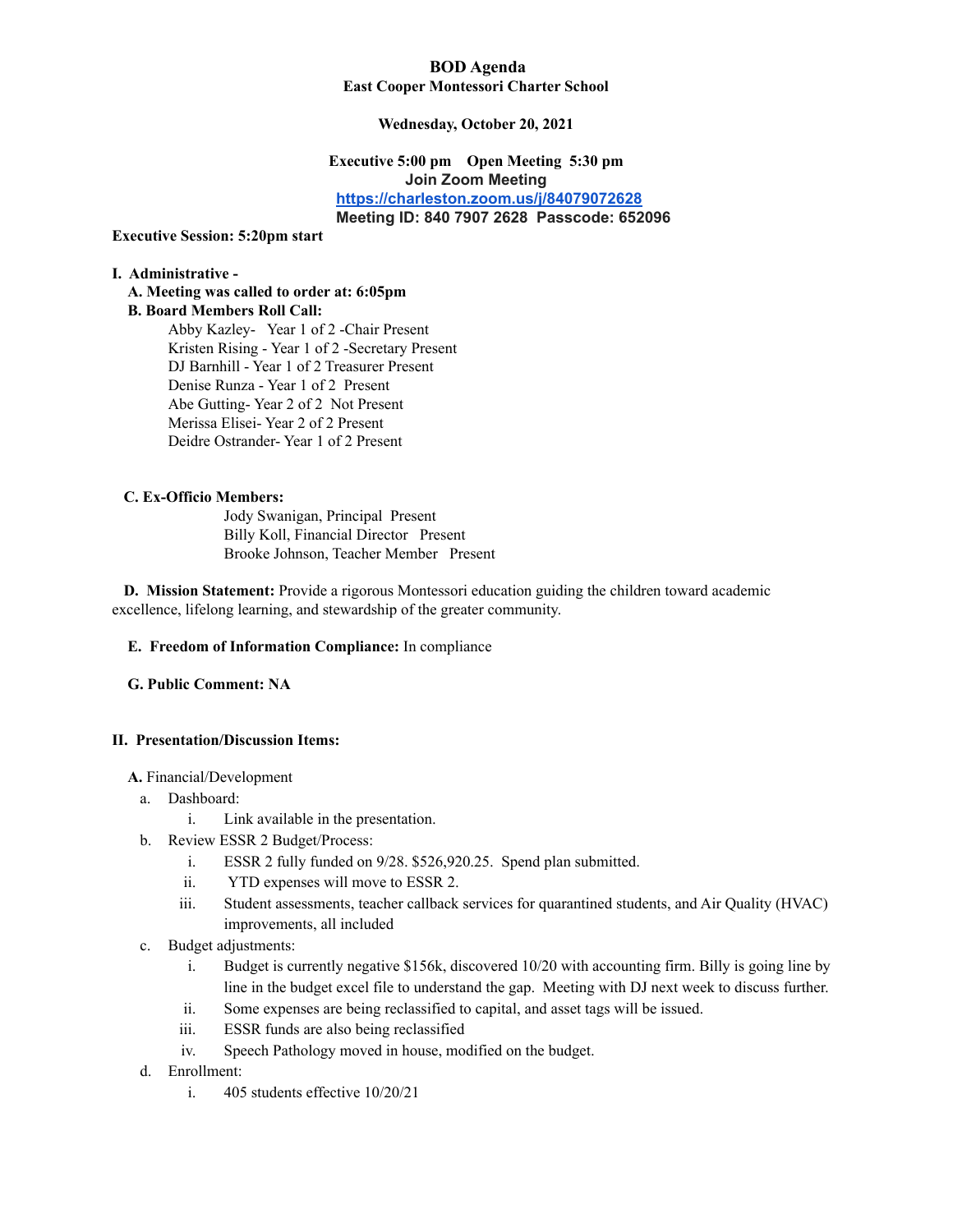# BOD Agenda

## East Cooper Montessori Charter School

**Wednesday, October 20, 2021**

**Executive 5:00 pm Open Meeting 5:30 pm**
**Join Zoom Meeting**
**https://charleston.zoom.us/j/84079072628**
**Meeting ID: 840 7907 2628 Passcode: 652096**

**Executive Session: 5:20pm start**

**I. Administrative -**

**A. Meeting was called to order at: 6:05pm**

**B. Board Members Roll Call:**

Abby Kazley- Year 1 of 2 -Chair Present
Kristen Rising - Year 1 of 2 -Secretary Present
DJ Barnhill - Year 1 of 2 Treasurer Present
Denise Runza - Year 1 of 2 Present
Abe Gutting- Year 2 of 2 Not Present
Merissa Elisei- Year 2 of 2 Present
Deidre Ostrander- Year 1 of 2 Present

**C. Ex-Officio Members:**

Jody Swanigan, Principal Present
Billy Koll, Financial Director Present
Brooke Johnson, Teacher Member Present

**D. Mission Statement:** Provide a rigorous Montessori education guiding the children toward academic excellence, lifelong learning, and stewardship of the greater community.

**E. Freedom of Information Compliance:** In compliance

**G. Public Comment: NA**

**II. Presentation/Discussion Items:**

**A.** Financial/Development

a. Dashboard:
   i. Link available in the presentation.

b. Review ESSR 2 Budget/Process:
   i. ESSR 2 fully funded on 9/28. $526,920.25. Spend plan submitted.
   ii. YTD expenses will move to ESSR 2.
   iii. Student assessments, teacher callback services for quarantined students, and Air Quality (HVAC) improvements, all included

c. Budget adjustments:
   i. Budget is currently negative $156k, discovered 10/20 with accounting firm. Billy is going line by line in the budget excel file to understand the gap. Meeting with DJ next week to discuss further.
   ii. Some expenses are being reclassified to capital, and asset tags will be issued.
   iii. ESSR funds are also being reclassified
   iv. Speech Pathology moved in house, modified on the budget.

d. Enrollment:
   i. 405 students effective 10/20/21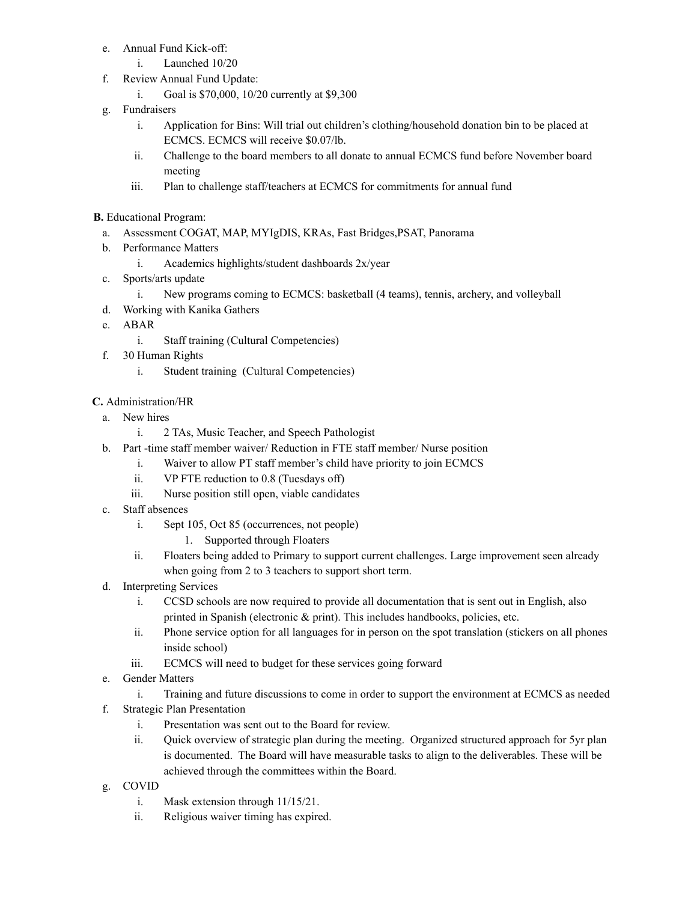e. Annual Fund Kick-off:
   i. Launched 10/20
f. Review Annual Fund Update:
   i. Goal is $70,000, 10/20 currently at $9,300
g. Fundraisers
   i. Application for Bins: Will trial out children's clothing/household donation bin to be placed at ECMCS. ECMCS will receive $0.07/lb.
   ii. Challenge to the board members to all donate to annual ECMCS fund before November board meeting
   iii. Plan to challenge staff/teachers at ECMCS for commitments for annual fund

**B.** Educational Program:

a. Assessment COGAT, MAP, MYIgDIS, KRAs, Fast Bridges,PSAT, Panorama
b. Performance Matters
   i. Academics highlights/student dashboards 2x/year
c. Sports/arts update
   i. New programs coming to ECMCS: basketball (4 teams), tennis, archery, and volleyball
d. Working with Kanika Gathers
e. ABAR
   i. Staff training (Cultural Competencies)
f. 30 Human Rights
   i. Student training (Cultural Competencies)

**C.** Administration/HR

a. New hires
   i. 2 TAs, Music Teacher, and Speech Pathologist
b. Part -time staff member waiver/ Reduction in FTE staff member/ Nurse position
   i. Waiver to allow PT staff member's child have priority to join ECMCS
   ii. VP FTE reduction to 0.8 (Tuesdays off)
   iii. Nurse position still open, viable candidates
c. Staff absences
   i. Sept 105, Oct 85 (occurrences, not people)
      1. Supported through Floaters
   ii. Floaters being added to Primary to support current challenges. Large improvement seen already when going from 2 to 3 teachers to support short term.
d. Interpreting Services
   i. CCSD schools are now required to provide all documentation that is sent out in English, also printed in Spanish (electronic & print). This includes handbooks, policies, etc.
   ii. Phone service option for all languages for in person on the spot translation (stickers on all phones inside school)
   iii. ECMCS will need to budget for these services going forward
e. Gender Matters
   i. Training and future discussions to come in order to support the environment at ECMCS as needed
f. Strategic Plan Presentation
   i. Presentation was sent out to the Board for review.
   ii. Quick overview of strategic plan during the meeting. Organized structured approach for 5yr plan is documented. The Board will have measurable tasks to align to the deliverables. These will be achieved through the committees within the Board.
g. COVID
   i. Mask extension through 11/15/21.
   ii. Religious waiver timing has expired.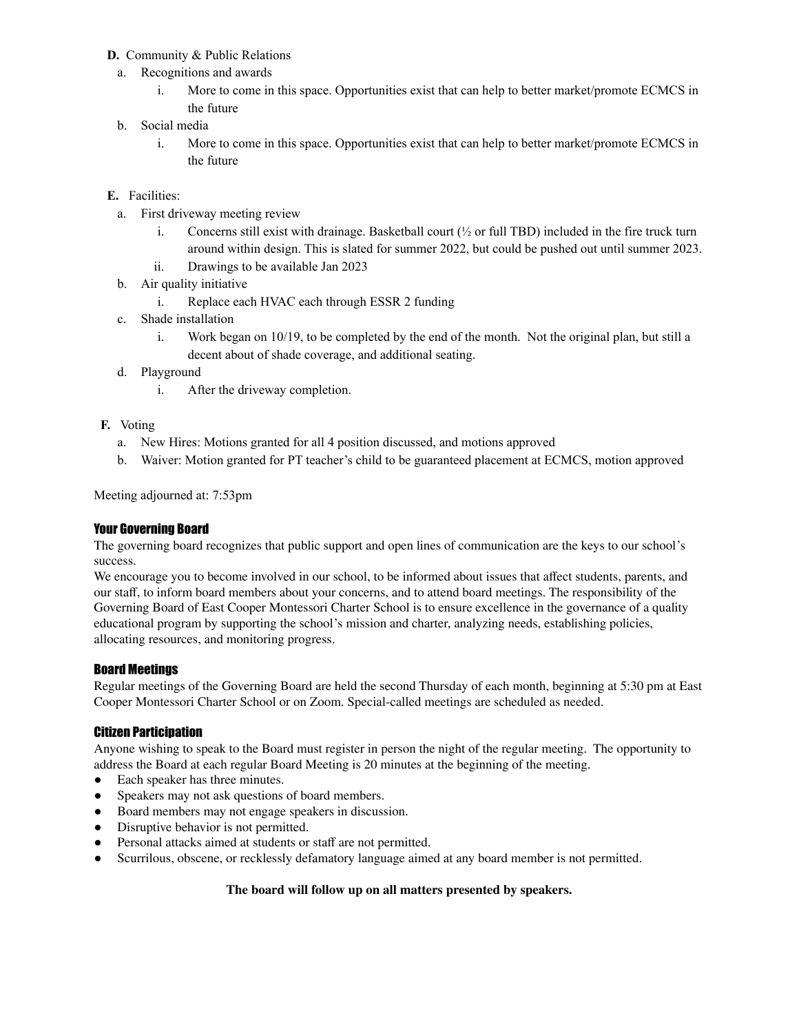**D.** Community & Public Relations

a. Recognitions and awards

i. More to come in this space. Opportunities exist that can help to better market/promote ECMCS in the future

b. Social media

i. More to come in this space. Opportunities exist that can help to better market/promote ECMCS in the future

**E.** Facilities:

a. First driveway meeting review

i. Concerns still exist with drainage. Basketball court (½ or full TBD) included in the fire truck turn around within design. This is slated for summer 2022, but could be pushed out until summer 2023.

ii. Drawings to be available Jan 2023

b. Air quality initiative

i. Replace each HVAC each through ESSR 2 funding

c. Shade installation

i. Work began on 10/19, to be completed by the end of the month. Not the original plan, but still a decent about of shade coverage, and additional seating.

d. Playground

i. After the driveway completion.

**F.** Voting

a. New Hires: Motions granted for all 4 position discussed, and motions approved

b. Waiver: Motion granted for PT teacher's child to be guaranteed placement at ECMCS, motion approved

Meeting adjourned at: 7:53pm

### Your Governing Board

The governing board recognizes that public support and open lines of communication are the keys to our school's success.

We encourage you to become involved in our school, to be informed about issues that affect students, parents, and our staff, to inform board members about your concerns, and to attend board meetings. The responsibility of the Governing Board of East Cooper Montessori Charter School is to ensure excellence in the governance of a quality educational program by supporting the school's mission and charter, analyzing needs, establishing policies, allocating resources, and monitoring progress.

### Board Meetings

Regular meetings of the Governing Board are held the second Thursday of each month, beginning at 5:30 pm at East Cooper Montessori Charter School or on Zoom. Special-called meetings are scheduled as needed.

### Citizen Participation

Anyone wishing to speak to the Board must register in person the night of the regular meeting. The opportunity to address the Board at each regular Board Meeting is 20 minutes at the beginning of the meeting.

- Each speaker has three minutes.
- Speakers may not ask questions of board members.
- Board members may not engage speakers in discussion.
- Disruptive behavior is not permitted.
- Personal attacks aimed at students or staff are not permitted.
- Scurrilous, obscene, or recklessly defamatory language aimed at any board member is not permitted.

**The board will follow up on all matters presented by speakers.**